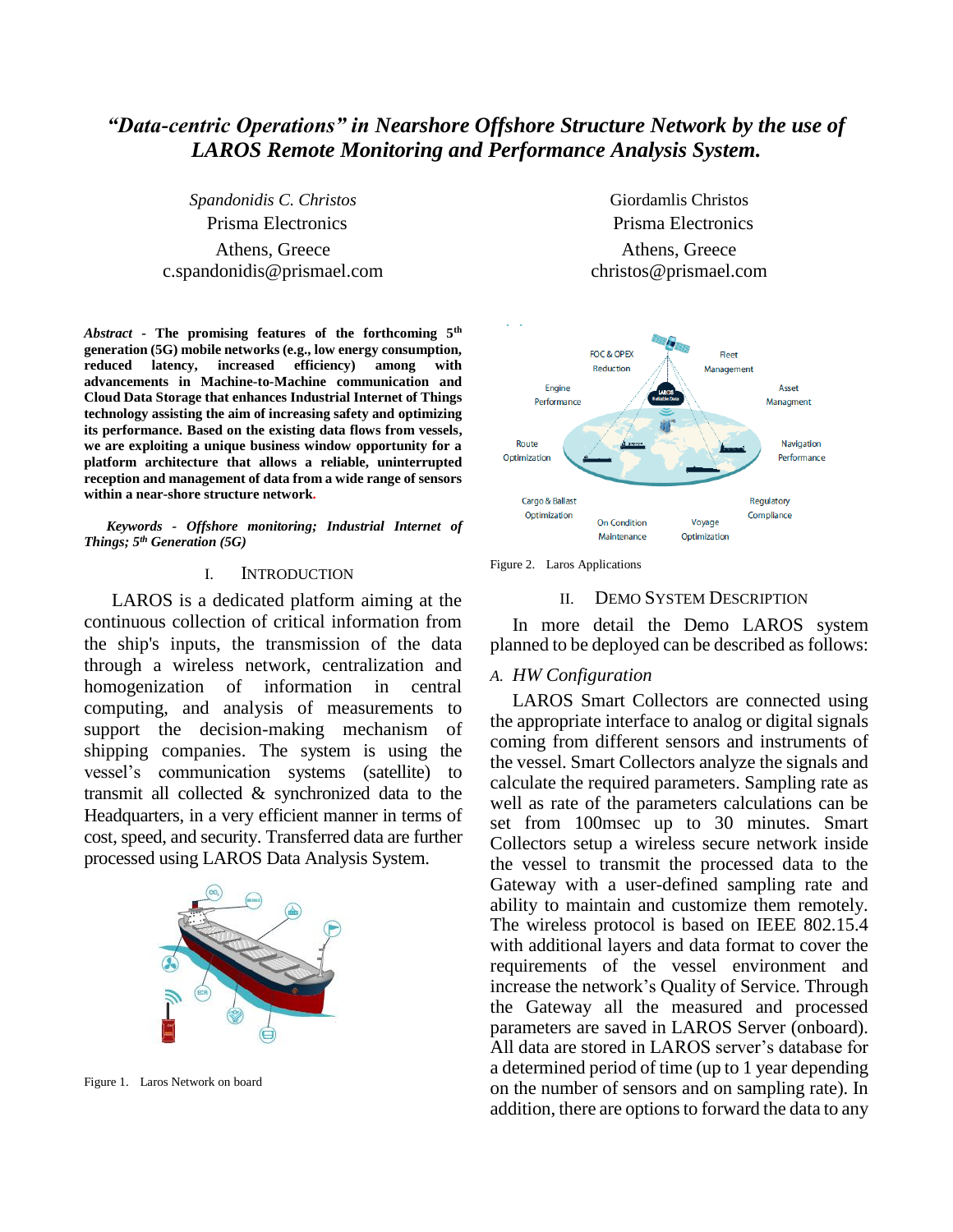# *"Data-centric Operations" in Nearshore Offshore Structure Network by the use of LAROS Remote Monitoring and Performance Analysis System.*

*Spandonidis C. Christos*
Prisma Electronics
Athens, Greece
c.spandonidis@prismael.com

Giordamlis Christos
Prisma Electronics
Athens, Greece
christos@prismael.com

***Abstract* - The promising features of the forthcoming 5[th] generation (5G) mobile networks (e.g., low energy consumption, reduced latency, increased efficiency) among with advancements in Machine-to-Machine communication and Cloud Data Storage that enhances Industrial Internet of Things technology assisting the aim of increasing safety and optimizing its performance. Based on the existing data flows from vessels, we are exploiting a unique business window opportunity for a platform architecture that allows a reliable, uninterrupted reception and management of data from a wide range of sensors within a near-shore structure network.**

***Keywords - Offshore monitoring; Industrial Internet of Things; 5[th] Generation (5G)***

## I. Introduction

LAROS is a dedicated platform aiming at the continuous collection of critical information from the ship's inputs, the transmission of the data through a wireless network, centralization and homogenization of information in central computing, and analysis of measurements to support the decision-making mechanism of shipping companies. The system is using the vessel's communication systems (satellite) to transmit all collected & synchronized data to the Headquarters, in a very efficient manner in terms of cost, speed, and security. Transferred data are further processed using LAROS Data Analysis System.

Figure 1. Laros Network on board

Figure 2. Laros Applications

## II. Demo System Description

In more detail the Demo LAROS system planned to be deployed can be described as follows:

### *A. HW Configuration*

LAROS Smart Collectors are connected using the appropriate interface to analog or digital signals coming from different sensors and instruments of the vessel. Smart Collectors analyze the signals and calculate the required parameters. Sampling rate as well as rate of the parameters calculations can be set from 100msec up to 30 minutes. Smart Collectors setup a wireless secure network inside the vessel to transmit the processed data to the Gateway with a user-defined sampling rate and ability to maintain and customize them remotely. The wireless protocol is based on IEEE 802.15.4 with additional layers and data format to cover the requirements of the vessel environment and increase the network's Quality of Service. Through the Gateway all the measured and processed parameters are saved in LAROS Server (onboard). All data are stored in LAROS server's database for a determined period of time (up to 1 year depending on the number of sensors and on sampling rate). In addition, there are options to forward the data to any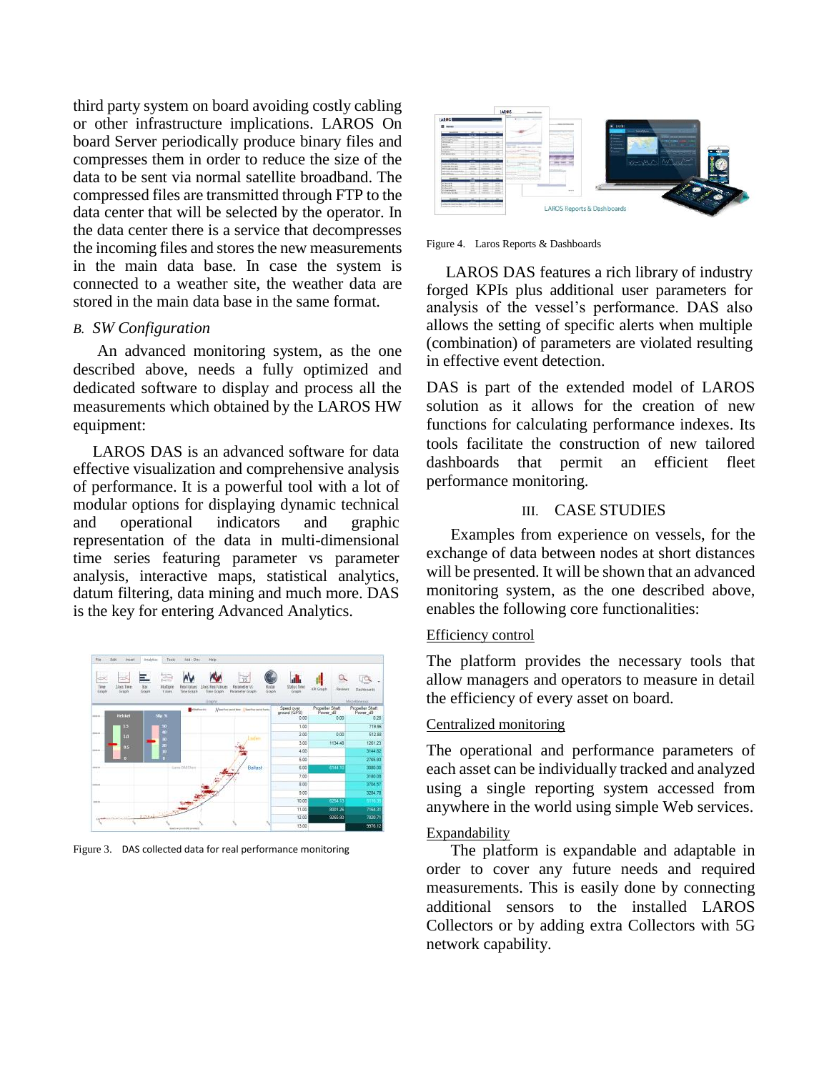third party system on board avoiding costly cabling or other infrastructure implications. LAROS On board Server periodically produce binary files and compresses them in order to reduce the size of the data to be sent via normal satellite broadband. The compressed files are transmitted through FTP to the data center that will be selected by the operator. In the data center there is a service that decompresses the incoming files and stores the new measurements in the main data base. In case the system is connected to a weather site, the weather data are stored in the main data base in the same format.

### *B. SW Configuration*

An advanced monitoring system, as the one described above, needs a fully optimized and dedicated software to display and process all the measurements which obtained by the LAROS HW equipment:

LAROS DAS is an advanced software for data effective visualization and comprehensive analysis of performance. It is a powerful tool with a lot of modular options for displaying dynamic technical and operational indicators and graphic representation of the data in multi-dimensional time series featuring parameter vs parameter analysis, interactive maps, statistical analytics, datum filtering, data mining and much more. DAS is the key for entering Advanced Analytics.

Figure 3. DAS collected data for real performance monitoring

Figure 4. Laros Reports & Dashboards

LAROS DAS features a rich library of industry forged KPIs plus additional user parameters for analysis of the vessel's performance. DAS also allows the setting of specific alerts when multiple (combination) of parameters are violated resulting in effective event detection.

DAS is part of the extended model of LAROS solution as it allows for the creation of new functions for calculating performance indexes. Its tools facilitate the construction of new tailored dashboards that permit an efficient fleet performance monitoring.

## III. CASE STUDIES

Examples from experience on vessels, for the exchange of data between nodes at short distances will be presented. It will be shown that an advanced monitoring system, as the one described above, enables the following core functionalities:

<u>Efficiency control</u>

The platform provides the necessary tools that allow managers and operators to measure in detail the efficiency of every asset on board.

<u>Centralized monitoring</u>

The operational and performance parameters of each asset can be individually tracked and analyzed using a single reporting system accessed from anywhere in the world using simple Web services.

<u>Expandability</u>

The platform is expandable and adaptable in order to cover any future needs and required measurements. This is easily done by connecting additional sensors to the installed LAROS Collectors or by adding extra Collectors with 5G network capability.